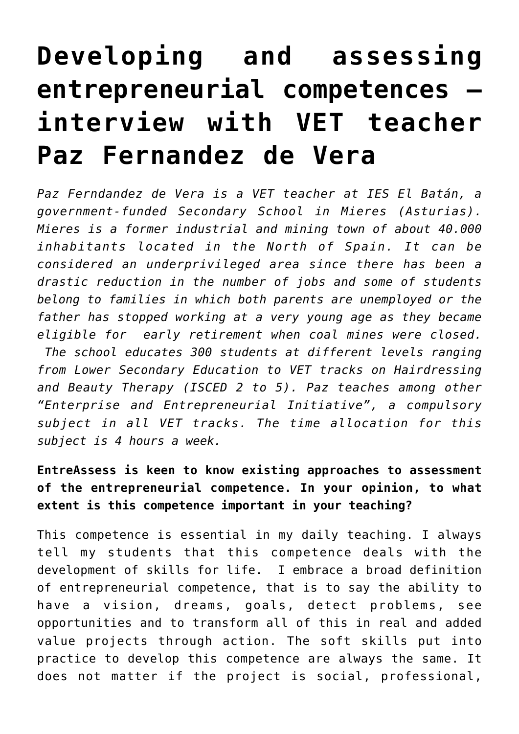# Developing and assessing entrepreneurial competences – interview with VET teacher Paz Fernandez de Vera

*Paz Ferndandez de Vera is a VET teacher at IES El Batán, a government-funded Secondary School in Mieres (Asturias). Mieres is a former industrial and mining town of about 40.000 inhabitants located in the North of Spain. It can be considered an underprivileged area since there has been a drastic reduction in the number of jobs and some of students belong to families in which both parents are unemployed or the father has stopped working at a very young age as they became eligible for early retirement when coal mines were closed. The school educates 300 students at different levels ranging from Lower Secondary Education to VET tracks on Hairdressing and Beauty Therapy (ISCED 2 to 5). Paz teaches among other "Enterprise and Entrepreneurial Initiative", a compulsory subject in all VET tracks. The time allocation for this subject is 4 hours a week.*

**EntreAssess is keen to know existing approaches to assessment of the entrepreneurial competence. In your opinion, to what extent is this competence important in your teaching?**

This competence is essential in my daily teaching. I always tell my students that this competence deals with the development of skills for life. I embrace a broad definition of entrepreneurial competence, that is to say the ability to have a vision, dreams, goals, detect problems, see opportunities and to transform all of this in real and added value projects through action. The soft skills put into practice to develop this competence are always the same. It does not matter if the project is social, professional,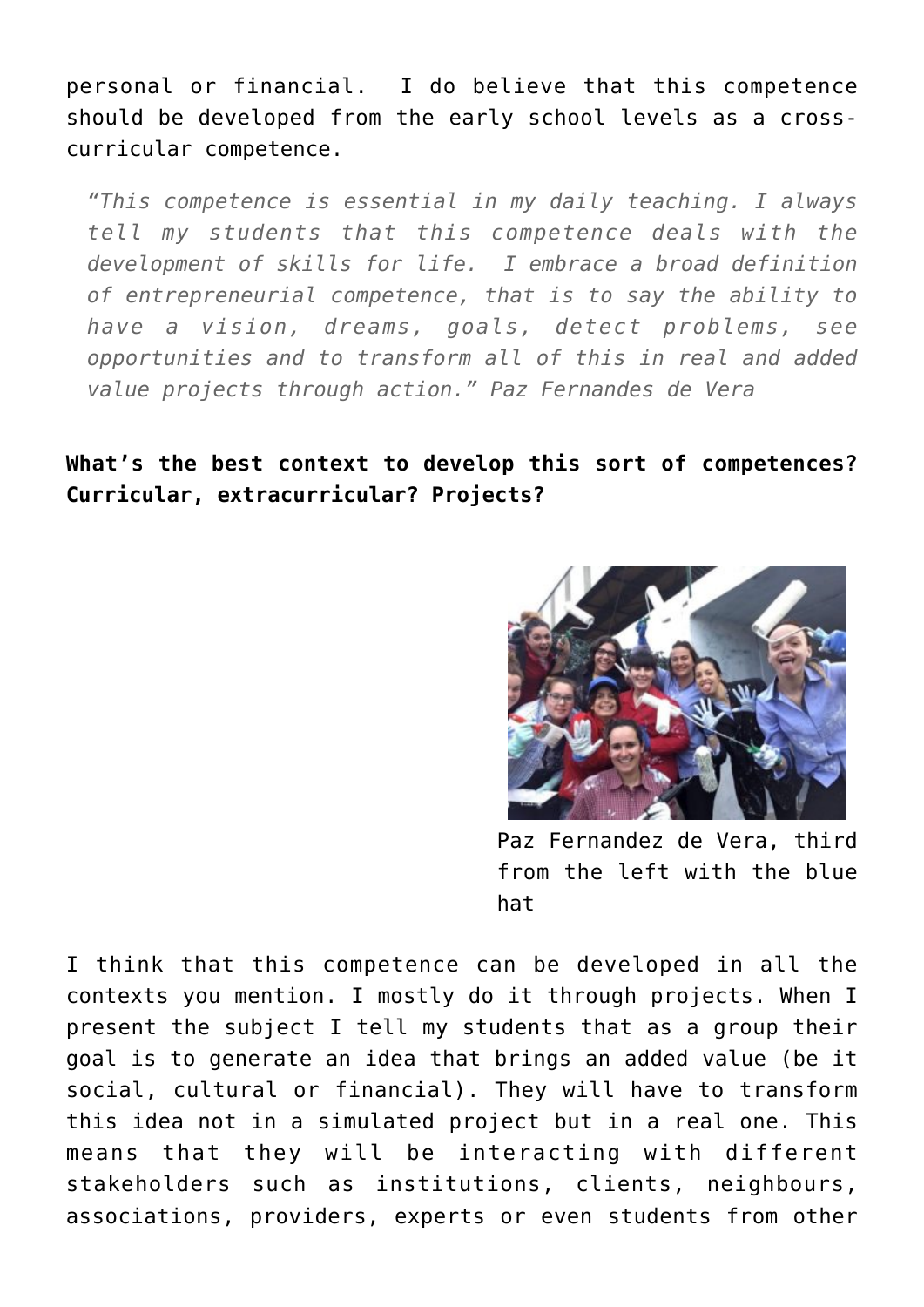personal or financial. I do believe that this competence should be developed from the early school levels as a cross-curricular competence.

> *"This competence is essential in my daily teaching. I always tell my students that this competence deals with the development of skills for life. I embrace a broad definition of entrepreneurial competence, that is to say the ability to have a vision, dreams, goals, detect problems, see opportunities and to transform all of this in real and added value projects through action." Paz Fernandes de Vera*

**What's the best context to develop this sort of competences? Curricular, extracurricular? Projects?**

Paz Fernandez de Vera, third from the left with the blue hat

I think that this competence can be developed in all the contexts you mention. I mostly do it through projects. When I present the subject I tell my students that as a group their goal is to generate an idea that brings an added value (be it social, cultural or financial). They will have to transform this idea not in a simulated project but in a real one. This means that they will be interacting with different stakeholders such as institutions, clients, neighbours, associations, providers, experts or even students from other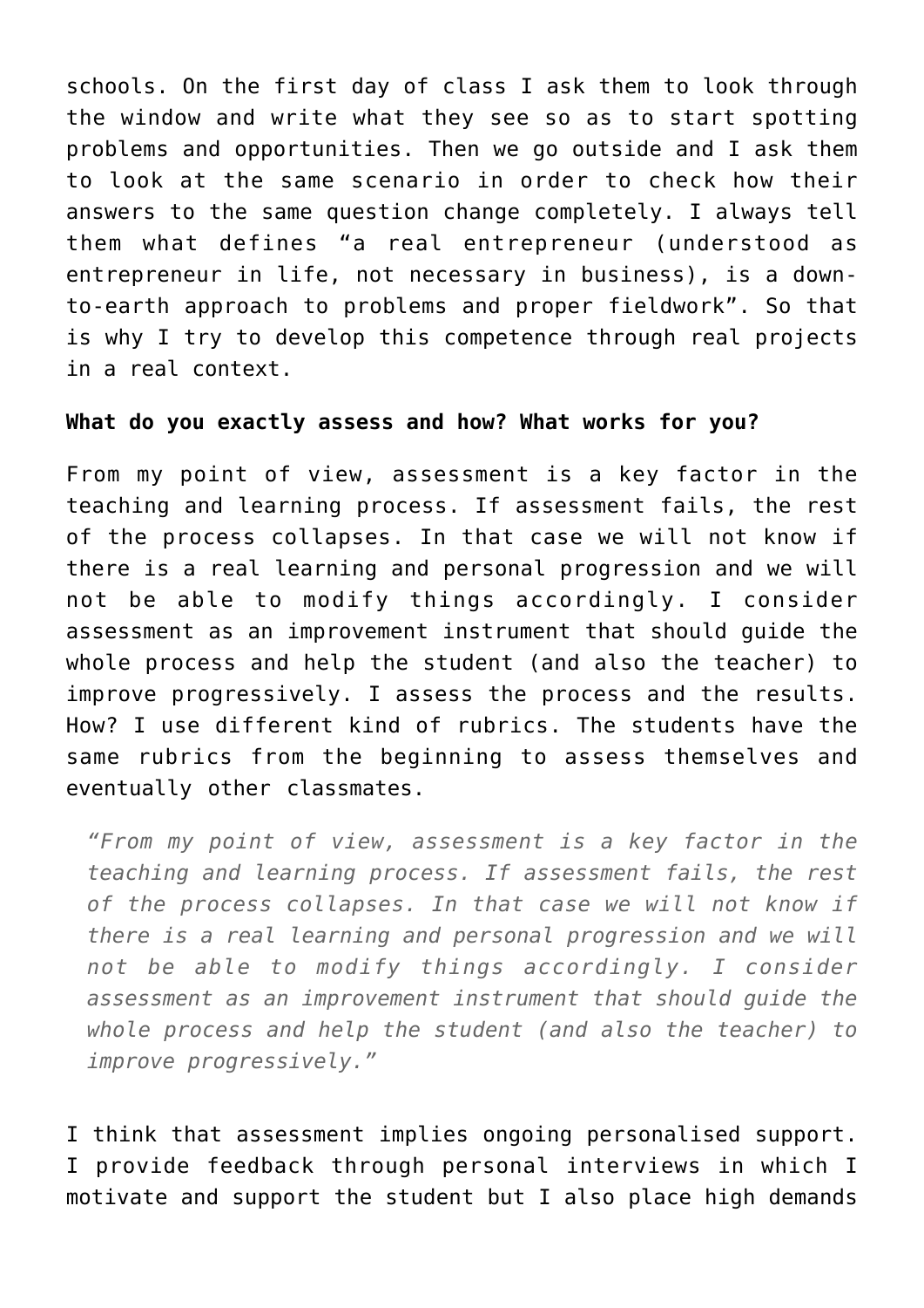schools. On the first day of class I ask them to look through the window and write what they see so as to start spotting problems and opportunities. Then we go outside and I ask them to look at the same scenario in order to check how their answers to the same question change completely. I always tell them what defines "a real entrepreneur (understood as entrepreneur in life, not necessary in business), is a down-to-earth approach to problems and proper fieldwork". So that is why I try to develop this competence through real projects in a real context.

**What do you exactly assess and how? What works for you?**

From my point of view, assessment is a key factor in the teaching and learning process. If assessment fails, the rest of the process collapses. In that case we will not know if there is a real learning and personal progression and we will not be able to modify things accordingly. I consider assessment as an improvement instrument that should guide the whole process and help the student (and also the teacher) to improve progressively. I assess the process and the results. How? I use different kind of rubrics. The students have the same rubrics from the beginning to assess themselves and eventually other classmates.

> *"From my point of view, assessment is a key factor in the teaching and learning process. If assessment fails, the rest of the process collapses. In that case we will not know if there is a real learning and personal progression and we will not be able to modify things accordingly. I consider assessment as an improvement instrument that should guide the whole process and help the student (and also the teacher) to improve progressively."*

I think that assessment implies ongoing personalised support. I provide feedback through personal interviews in which I motivate and support the student but I also place high demands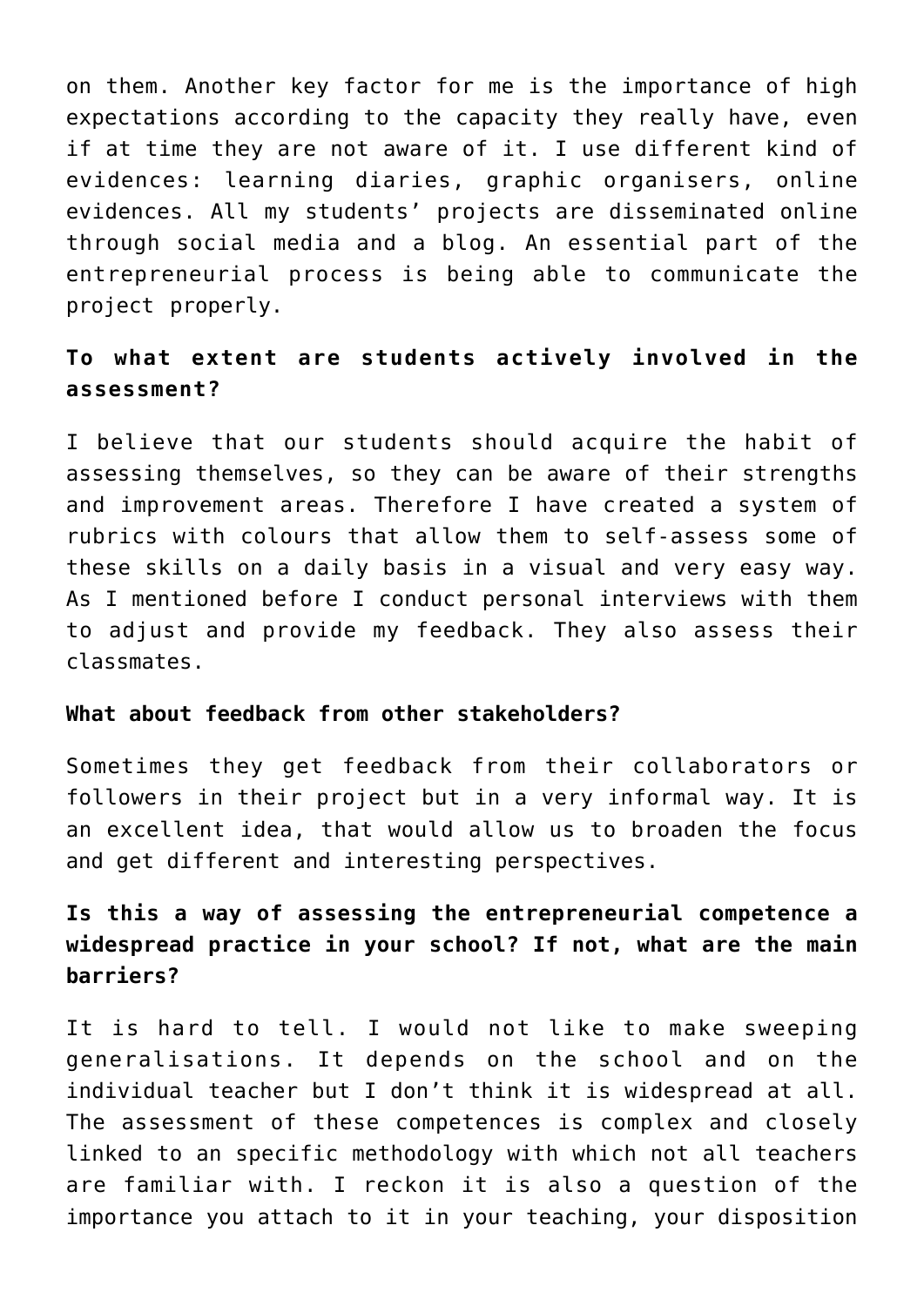on them. Another key factor for me is the importance of high expectations according to the capacity they really have, even if at time they are not aware of it. I use different kind of evidences: learning diaries, graphic organisers, online evidences. All my students' projects are disseminated online through social media and a blog. An essential part of the entrepreneurial process is being able to communicate the project properly.

**To what extent are students actively involved in the assessment?**

I believe that our students should acquire the habit of assessing themselves, so they can be aware of their strengths and improvement areas. Therefore I have created a system of rubrics with colours that allow them to self-assess some of these skills on a daily basis in a visual and very easy way. As I mentioned before I conduct personal interviews with them to adjust and provide my feedback. They also assess their classmates.

**What about feedback from other stakeholders?**

Sometimes they get feedback from their collaborators or followers in their project but in a very informal way. It is an excellent idea, that would allow us to broaden the focus and get different and interesting perspectives.

**Is this a way of assessing the entrepreneurial competence a widespread practice in your school? If not, what are the main barriers?**

It is hard to tell. I would not like to make sweeping generalisations. It depends on the school and on the individual teacher but I don't think it is widespread at all. The assessment of these competences is complex and closely linked to an specific methodology with which not all teachers are familiar with. I reckon it is also a question of the importance you attach to it in your teaching, your disposition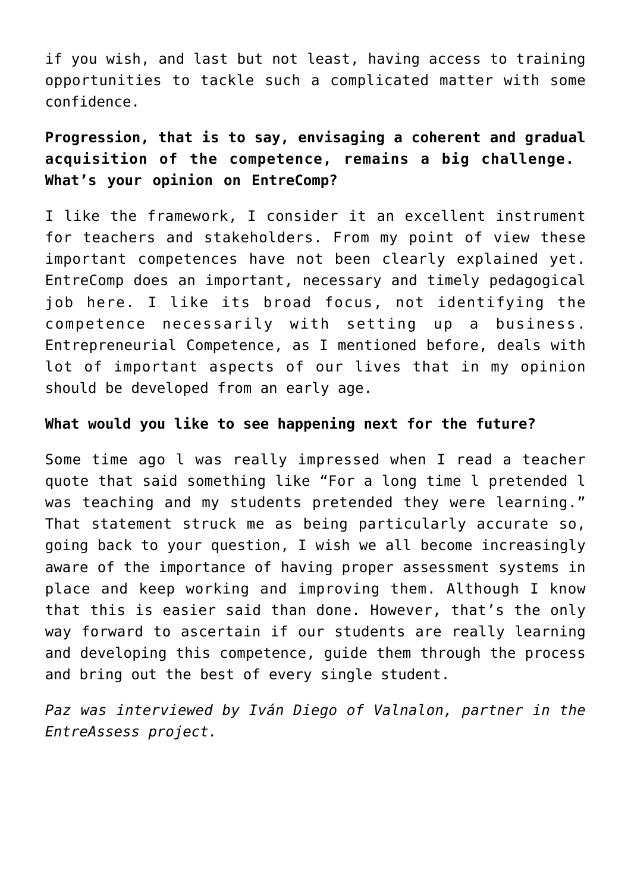if you wish, and last but not least, having access to training opportunities to tackle such a complicated matter with some confidence.

**Progression, that is to say, envisaging a coherent and gradual acquisition of the competence, remains a big challenge. What's your opinion on EntreComp?**

I like the framework, I consider it an excellent instrument for teachers and stakeholders. From my point of view these important competences have not been clearly explained yet. EntreComp does an important, necessary and timely pedagogical job here. I like its broad focus, not identifying the competence necessarily with setting up a business. Entrepreneurial Competence, as I mentioned before, deals with lot of important aspects of our lives that in my opinion should be developed from an early age.

**What would you like to see happening next for the future?**

Some time ago l was really impressed when I read a teacher quote that said something like "For a long time l pretended l was teaching and my students pretended they were learning." That statement struck me as being particularly accurate so, going back to your question, I wish we all become increasingly aware of the importance of having proper assessment systems in place and keep working and improving them. Although I know that this is easier said than done. However, that's the only way forward to ascertain if our students are really learning and developing this competence, guide them through the process and bring out the best of every single student.

*Paz was interviewed by Iván Diego of Valnalon, partner in the EntreAssess project.*